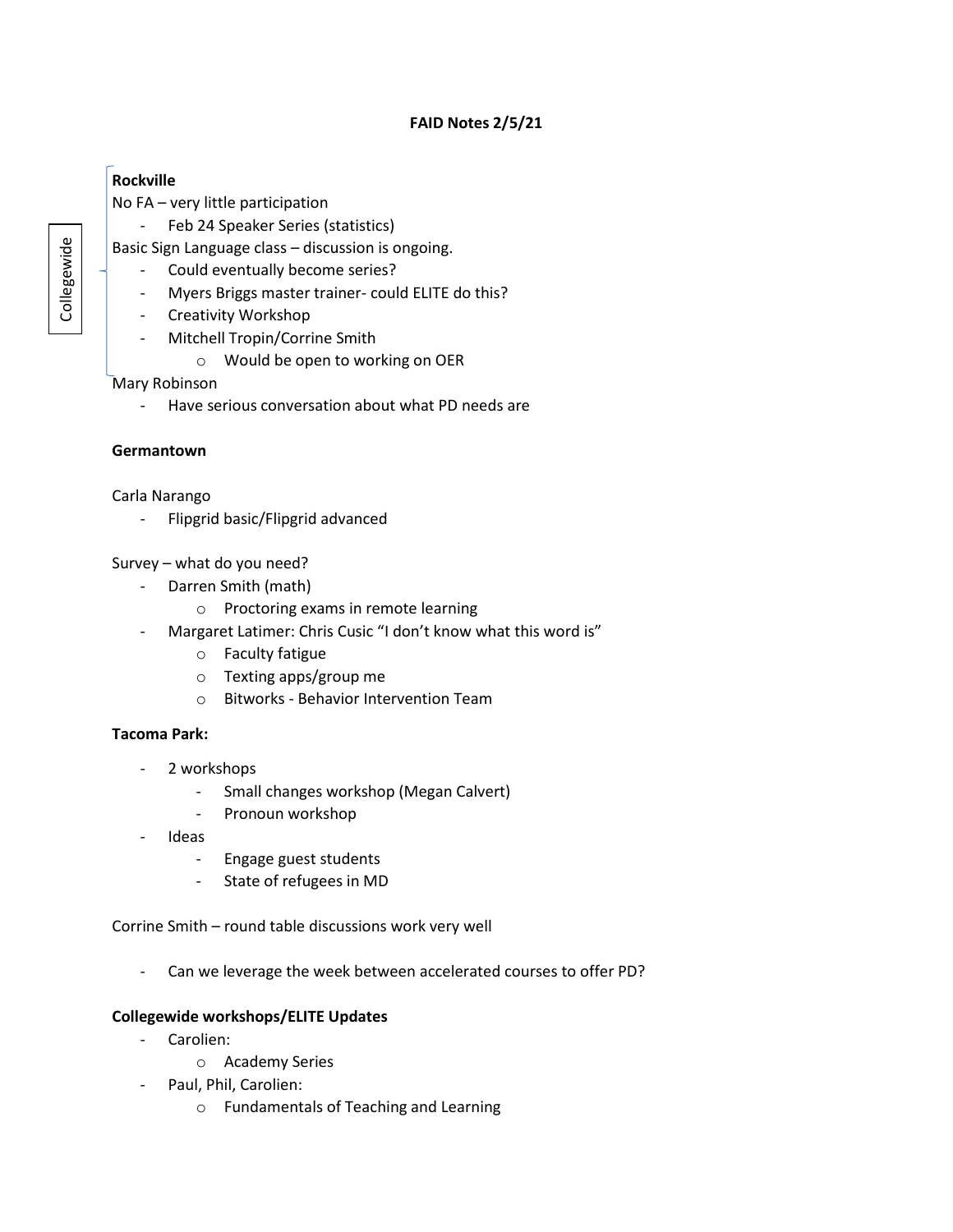**FAID Notes 2/5/21**

Collegewide

**Rockville**

No FA – very little participation

- Feb 24 Speaker Series (statistics)

Basic Sign Language class – discussion is ongoing.

- Could eventually become series?
- Myers Briggs master trainer- could ELITE do this?
- Creativity Workshop
- Mitchell Tropin/Corrine Smith
    - Would be open to working on OER

Mary Robinson

- Have serious conversation about what PD needs are

**Germantown**

Carla Narango

- Flipgrid basic/Flipgrid advanced

Survey – what do you need?

- Darren Smith (math)
    - Proctoring exams in remote learning
- Margaret Latimer: Chris Cusic "I don't know what this word is"
    - Faculty fatigue
    - Texting apps/group me
    - Bitworks - Behavior Intervention Team

**Tacoma Park:**

- 2 workshops
    - Small changes workshop (Megan Calvert)
    - Pronoun workshop
- Ideas
    - Engage guest students
    - State of refugees in MD

Corrine Smith – round table discussions work very well

- Can we leverage the week between accelerated courses to offer PD?

**Collegewide workshops/ELITE Updates**

- Carolien:
    - Academy Series
- Paul, Phil, Carolien:
    - Fundamentals of Teaching and Learning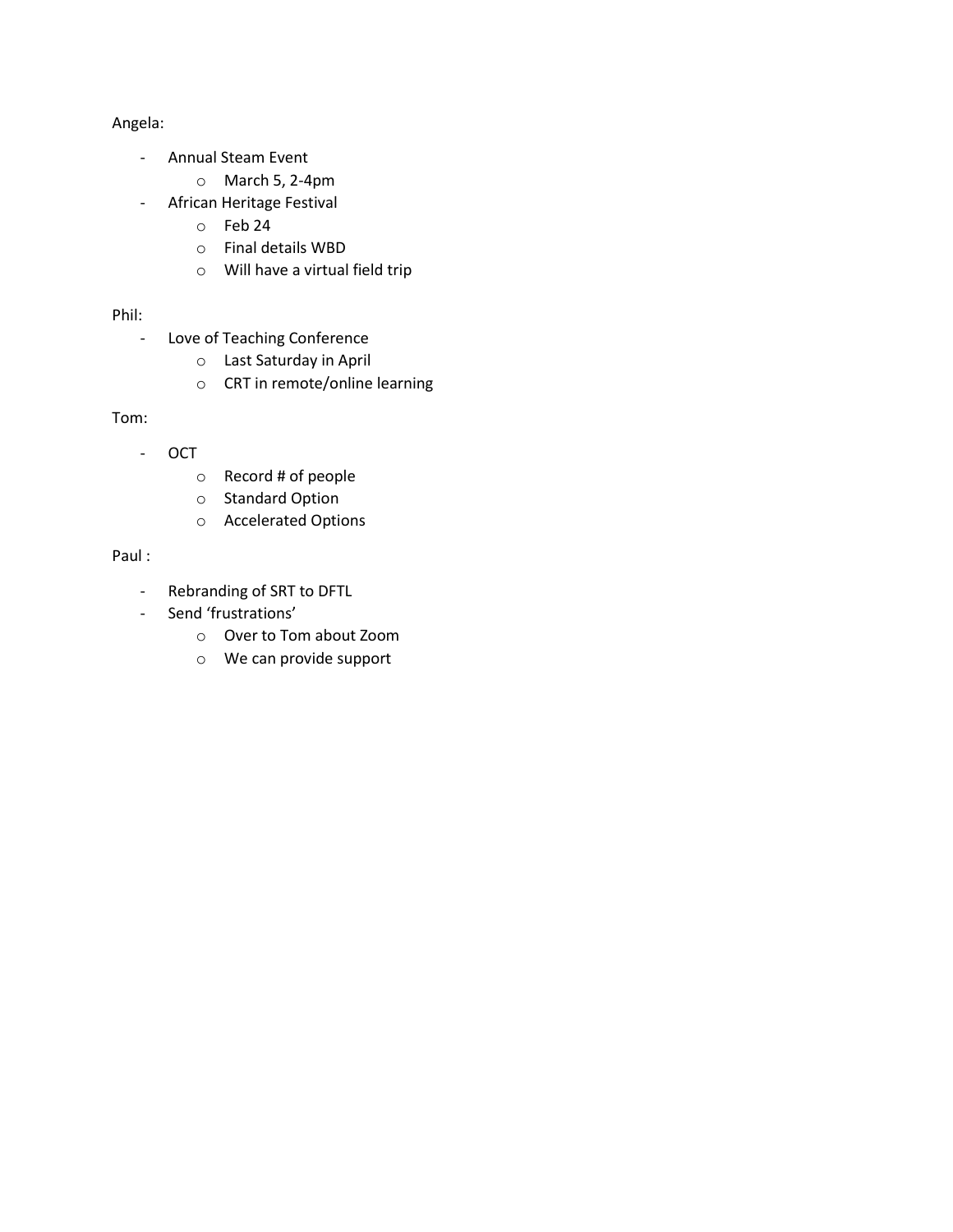Angela:

- Annual Steam Event
  - March 5, 2-4pm
- African Heritage Festival
  - Feb 24
  - Final details WBD
  - Will have a virtual field trip

Phil:

- Love of Teaching Conference
  - Last Saturday in April
  - CRT in remote/online learning

Tom:

- OCT
  - Record # of people
  - Standard Option
  - Accelerated Options

Paul :

- Rebranding of SRT to DFTL
- Send 'frustrations'
  - Over to Tom about Zoom
  - We can provide support